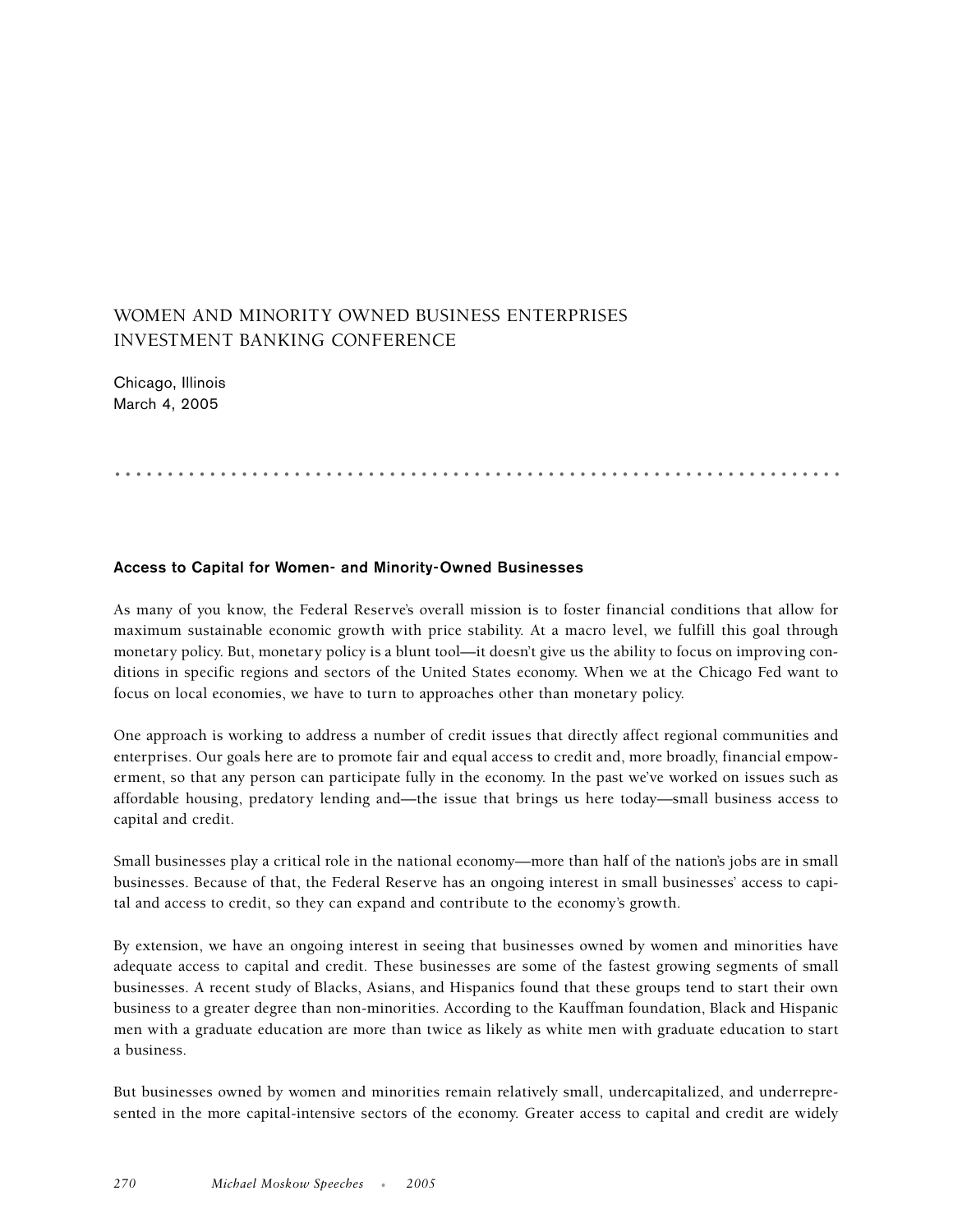# WOMEN AND MINORITY OWNED BUSINESS ENTERPRISES INVESTMENT BANKING CONFERENCE

Chicago, Illinois
March 4, 2005

## Access to Capital for Women- and Minority-Owned Businesses

As many of you know, the Federal Reserve's overall mission is to foster financial conditions that allow for maximum sustainable economic growth with price stability. At a macro level, we fulfill this goal through monetary policy. But, monetary policy is a blunt tool—it doesn't give us the ability to focus on improving conditions in specific regions and sectors of the United States economy. When we at the Chicago Fed want to focus on local economies, we have to turn to approaches other than monetary policy.

One approach is working to address a number of credit issues that directly affect regional communities and enterprises. Our goals here are to promote fair and equal access to credit and, more broadly, financial empowerment, so that any person can participate fully in the economy. In the past we've worked on issues such as affordable housing, predatory lending and—the issue that brings us here today—small business access to capital and credit.

Small businesses play a critical role in the national economy—more than half of the nation's jobs are in small businesses. Because of that, the Federal Reserve has an ongoing interest in small businesses' access to capital and access to credit, so they can expand and contribute to the economy's growth.

By extension, we have an ongoing interest in seeing that businesses owned by women and minorities have adequate access to capital and credit. These businesses are some of the fastest growing segments of small businesses. A recent study of Blacks, Asians, and Hispanics found that these groups tend to start their own business to a greater degree than non-minorities. According to the Kauffman foundation, Black and Hispanic men with a graduate education are more than twice as likely as white men with graduate education to start a business.

But businesses owned by women and minorities remain relatively small, undercapitalized, and underrepresented in the more capital-intensive sectors of the economy. Greater access to capital and credit are widely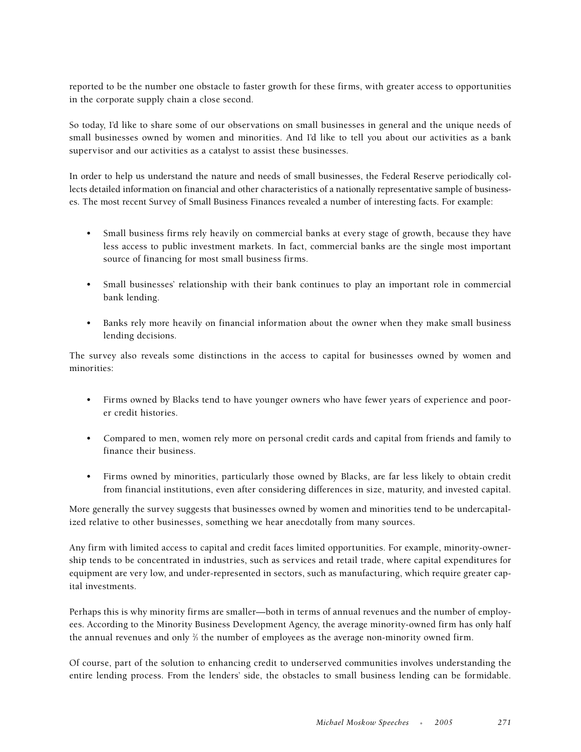reported to be the number one obstacle to faster growth for these firms, with greater access to opportunities in the corporate supply chain a close second.

So today, I'd like to share some of our observations on small businesses in general and the unique needs of small businesses owned by women and minorities. And I'd like to tell you about our activities as a bank supervisor and our activities as a catalyst to assist these businesses.

In order to help us understand the nature and needs of small businesses, the Federal Reserve periodically collects detailed information on financial and other characteristics of a nationally representative sample of businesses. The most recent Survey of Small Business Finances revealed a number of interesting facts. For example:

- Small business firms rely heavily on commercial banks at every stage of growth, because they have less access to public investment markets. In fact, commercial banks are the single most important source of financing for most small business firms.
- Small businesses' relationship with their bank continues to play an important role in commercial bank lending.
- Banks rely more heavily on financial information about the owner when they make small business lending decisions.

The survey also reveals some distinctions in the access to capital for businesses owned by women and minorities:

- Firms owned by Blacks tend to have younger owners who have fewer years of experience and poorer credit histories.
- Compared to men, women rely more on personal credit cards and capital from friends and family to finance their business.
- Firms owned by minorities, particularly those owned by Blacks, are far less likely to obtain credit from financial institutions, even after considering differences in size, maturity, and invested capital.

More generally the survey suggests that businesses owned by women and minorities tend to be undercapitalized relative to other businesses, something we hear anecdotally from many sources.

Any firm with limited access to capital and credit faces limited opportunities. For example, minority-ownership tends to be concentrated in industries, such as services and retail trade, where capital expenditures for equipment are very low, and under-represented in sectors, such as manufacturing, which require greater capital investments.

Perhaps this is why minority firms are smaller—both in terms of annual revenues and the number of employees. According to the Minority Business Development Agency, the average minority-owned firm has only half the annual revenues and only ⅔ the number of employees as the average non-minority owned firm.

Of course, part of the solution to enhancing credit to underserved communities involves understanding the entire lending process. From the lenders' side, the obstacles to small business lending can be formidable.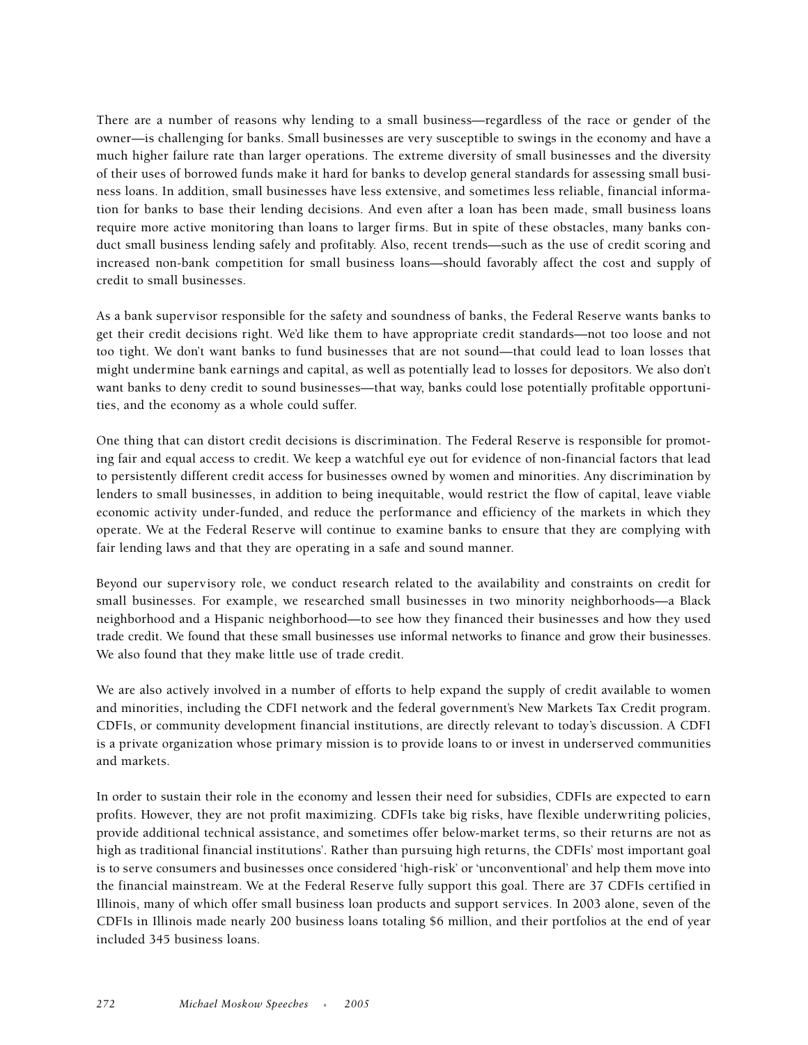There are a number of reasons why lending to a small business—regardless of the race or gender of the owner—is challenging for banks. Small businesses are very susceptible to swings in the economy and have a much higher failure rate than larger operations. The extreme diversity of small businesses and the diversity of their uses of borrowed funds make it hard for banks to develop general standards for assessing small business loans. In addition, small businesses have less extensive, and sometimes less reliable, financial information for banks to base their lending decisions. And even after a loan has been made, small business loans require more active monitoring than loans to larger firms. But in spite of these obstacles, many banks conduct small business lending safely and profitably. Also, recent trends—such as the use of credit scoring and increased non-bank competition for small business loans—should favorably affect the cost and supply of credit to small businesses.

As a bank supervisor responsible for the safety and soundness of banks, the Federal Reserve wants banks to get their credit decisions right. We'd like them to have appropriate credit standards—not too loose and not too tight. We don't want banks to fund businesses that are not sound—that could lead to loan losses that might undermine bank earnings and capital, as well as potentially lead to losses for depositors. We also don't want banks to deny credit to sound businesses—that way, banks could lose potentially profitable opportunities, and the economy as a whole could suffer.

One thing that can distort credit decisions is discrimination. The Federal Reserve is responsible for promoting fair and equal access to credit. We keep a watchful eye out for evidence of non-financial factors that lead to persistently different credit access for businesses owned by women and minorities. Any discrimination by lenders to small businesses, in addition to being inequitable, would restrict the flow of capital, leave viable economic activity under-funded, and reduce the performance and efficiency of the markets in which they operate. We at the Federal Reserve will continue to examine banks to ensure that they are complying with fair lending laws and that they are operating in a safe and sound manner.

Beyond our supervisory role, we conduct research related to the availability and constraints on credit for small businesses. For example, we researched small businesses in two minority neighborhoods—a Black neighborhood and a Hispanic neighborhood—to see how they financed their businesses and how they used trade credit. We found that these small businesses use informal networks to finance and grow their businesses. We also found that they make little use of trade credit.

We are also actively involved in a number of efforts to help expand the supply of credit available to women and minorities, including the CDFI network and the federal government's New Markets Tax Credit program. CDFIs, or community development financial institutions, are directly relevant to today's discussion. A CDFI is a private organization whose primary mission is to provide loans to or invest in underserved communities and markets.

In order to sustain their role in the economy and lessen their need for subsidies, CDFIs are expected to earn profits. However, they are not profit maximizing. CDFIs take big risks, have flexible underwriting policies, provide additional technical assistance, and sometimes offer below-market terms, so their returns are not as high as traditional financial institutions'. Rather than pursuing high returns, the CDFIs' most important goal is to serve consumers and businesses once considered 'high-risk' or 'unconventional' and help them move into the financial mainstream. We at the Federal Reserve fully support this goal. There are 37 CDFIs certified in Illinois, many of which offer small business loan products and support services. In 2003 alone, seven of the CDFIs in Illinois made nearly 200 business loans totaling $6 million, and their portfolios at the end of year included 345 business loans.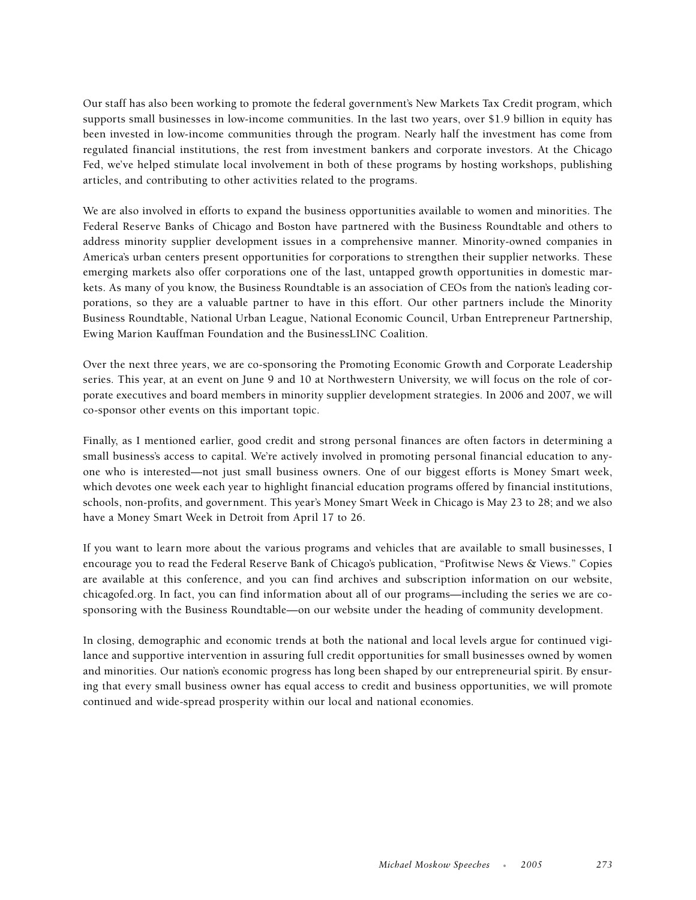Our staff has also been working to promote the federal government's New Markets Tax Credit program, which supports small businesses in low-income communities. In the last two years, over $1.9 billion in equity has been invested in low-income communities through the program. Nearly half the investment has come from regulated financial institutions, the rest from investment bankers and corporate investors. At the Chicago Fed, we've helped stimulate local involvement in both of these programs by hosting workshops, publishing articles, and contributing to other activities related to the programs.

We are also involved in efforts to expand the business opportunities available to women and minorities. The Federal Reserve Banks of Chicago and Boston have partnered with the Business Roundtable and others to address minority supplier development issues in a comprehensive manner. Minority-owned companies in America's urban centers present opportunities for corporations to strengthen their supplier networks. These emerging markets also offer corporations one of the last, untapped growth opportunities in domestic markets. As many of you know, the Business Roundtable is an association of CEOs from the nation's leading corporations, so they are a valuable partner to have in this effort. Our other partners include the Minority Business Roundtable, National Urban League, National Economic Council, Urban Entrepreneur Partnership, Ewing Marion Kauffman Foundation and the BusinessLINC Coalition.

Over the next three years, we are co-sponsoring the Promoting Economic Growth and Corporate Leadership series. This year, at an event on June 9 and 10 at Northwestern University, we will focus on the role of corporate executives and board members in minority supplier development strategies. In 2006 and 2007, we will co-sponsor other events on this important topic.

Finally, as I mentioned earlier, good credit and strong personal finances are often factors in determining a small business's access to capital. We're actively involved in promoting personal financial education to anyone who is interested—not just small business owners. One of our biggest efforts is Money Smart week, which devotes one week each year to highlight financial education programs offered by financial institutions, schools, non-profits, and government. This year's Money Smart Week in Chicago is May 23 to 28; and we also have a Money Smart Week in Detroit from April 17 to 26.

If you want to learn more about the various programs and vehicles that are available to small businesses, I encourage you to read the Federal Reserve Bank of Chicago's publication, "Profitwise News & Views." Copies are available at this conference, and you can find archives and subscription information on our website, chicagofed.org. In fact, you can find information about all of our programs—including the series we are co-sponsoring with the Business Roundtable—on our website under the heading of community development.

In closing, demographic and economic trends at both the national and local levels argue for continued vigilance and supportive intervention in assuring full credit opportunities for small businesses owned by women and minorities. Our nation's economic progress has long been shaped by our entrepreneurial spirit. By ensuring that every small business owner has equal access to credit and business opportunities, we will promote continued and wide-spread prosperity within our local and national economies.